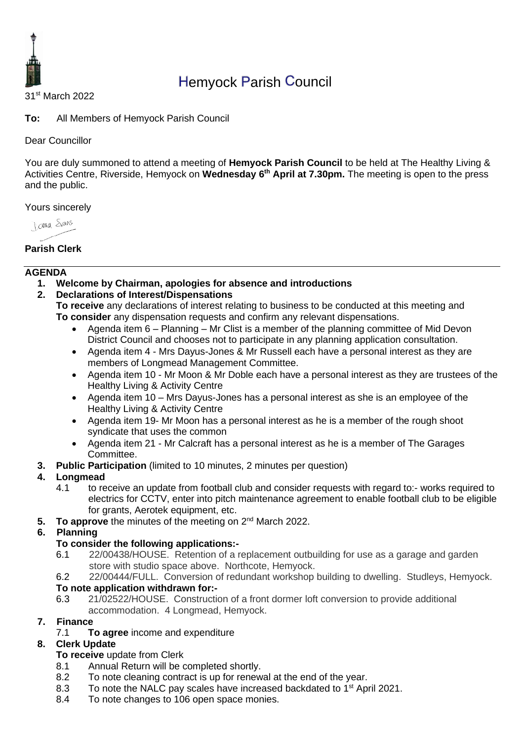# Hemyock Parish Council

31st March 2022

**To:** All Members of Hemyock Parish Council

Dear Councillor

You are duly summoned to attend a meeting of **Hemyock Parish Council** to be held at The Healthy Living & Activities Centre, Riverside, Hemyock on **Wednesday 6th April at 7.30pm.** The meeting is open to the press and the public.

Yours sincerely

Jenna Evans

**Parish Clerk**

---

**AGENDA**

1. **Welcome by Chairman, apologies for absence and introductions**
2. **Declarations of Interest/Dispensations**
   **To receive** any declarations of interest relating to business to be conducted at this meeting and **To consider** any dispensation requests and confirm any relevant dispensations.
   - Agenda item 6 – Planning – Mr Clist is a member of the planning committee of Mid Devon District Council and chooses not to participate in any planning application consultation.
   - Agenda item 4 - Mrs Dayus-Jones & Mr Russell each have a personal interest as they are members of Longmead Management Committee.
   - Agenda item 10 - Mr Moon & Mr Doble each have a personal interest as they are trustees of the Healthy Living & Activity Centre
   - Agenda item 10 – Mrs Dayus-Jones has a personal interest as she is an employee of the Healthy Living & Activity Centre
   - Agenda item 19- Mr Moon has a personal interest as he is a member of the rough shoot syndicate that uses the common
   - Agenda item 21 - Mr Calcraft has a personal interest as he is a member of The Garages Committee.
3. **Public Participation** (limited to 10 minutes, 2 minutes per question)
4. **Longmead**
   4.1 to receive an update from football club and consider requests with regard to:- works required to electrics for CCTV, enter into pitch maintenance agreement to enable football club to be eligible for grants, Aerotek equipment, etc.
5. **To approve** the minutes of the meeting on 2nd March 2022.
6. **Planning**
   **To consider the following applications:-**
   6.1 22/00438/HOUSE. Retention of a replacement outbuilding for use as a garage and garden store with studio space above. Northcote, Hemyock.
   6.2 22/00444/FULL. Conversion of redundant workshop building to dwelling. Studleys, Hemyock.
   **To note application withdrawn for:-**
   6.3 21/02522/HOUSE. Construction of a front dormer loft conversion to provide additional accommodation. 4 Longmead, Hemyock.
7. **Finance**
   7.1 **To agree** income and expenditure
8. **Clerk Update**
   **To receive** update from Clerk
   8.1 Annual Return will be completed shortly.
   8.2 To note cleaning contract is up for renewal at the end of the year.
   8.3 To note the NALC pay scales have increased backdated to 1st April 2021.
   8.4 To note changes to 106 open space monies.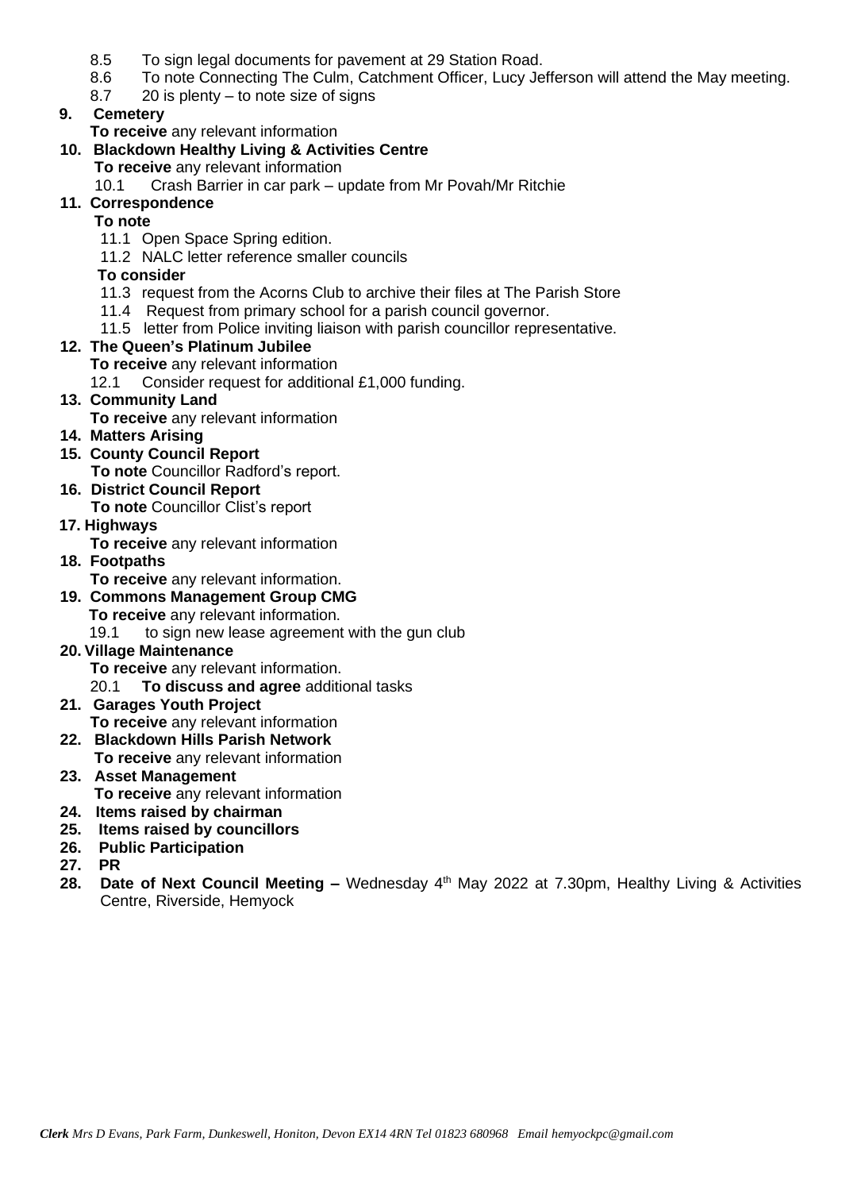8.5 To sign legal documents for pavement at 29 Station Road.
8.6 To note Connecting The Culm, Catchment Officer, Lucy Jefferson will attend the May meeting.
8.7 20 is plenty – to note size of signs

**9. Cemetery**

**To receive** any relevant information

**10. Blackdown Healthy Living & Activities Centre**

**To receive** any relevant information

10.1 Crash Barrier in car park – update from Mr Povah/Mr Ritchie

**11. Correspondence**

**To note**

11.1 Open Space Spring edition.
11.2 NALC letter reference smaller councils

**To consider**

11.3 request from the Acorns Club to archive their files at The Parish Store
11.4 Request from primary school for a parish council governor.
11.5 letter from Police inviting liaison with parish councillor representative.

**12. The Queen's Platinum Jubilee**

**To receive** any relevant information

12.1 Consider request for additional £1,000 funding.

**13. Community Land**

**To receive** any relevant information

**14. Matters Arising**

**15. County Council Report**

**To note** Councillor Radford's report.

**16. District Council Report**

**To note** Councillor Clist's report

**17. Highways**

**To receive** any relevant information

**18. Footpaths**

**To receive** any relevant information.

**19. Commons Management Group CMG**

**To receive** any relevant information.

19.1 to sign new lease agreement with the gun club

**20. Village Maintenance**

**To receive** any relevant information.

20.1 **To discuss and agree** additional tasks

**21. Garages Youth Project**

**To receive** any relevant information

**22. Blackdown Hills Parish Network**

**To receive** any relevant information

**23. Asset Management**

**To receive** any relevant information

**24. Items raised by chairman**

**25. Items raised by councillors**

**26. Public Participation**

**27. PR**

**28. Date of Next Council Meeting –** Wednesday 4th May 2022 at 7.30pm, Healthy Living & Activities Centre, Riverside, Hemyock

***Clerk*** *Mrs D Evans, Park Farm, Dunkeswell, Honiton, Devon EX14 4RN Tel 01823 680968 Email hemyockpc@gmail.com*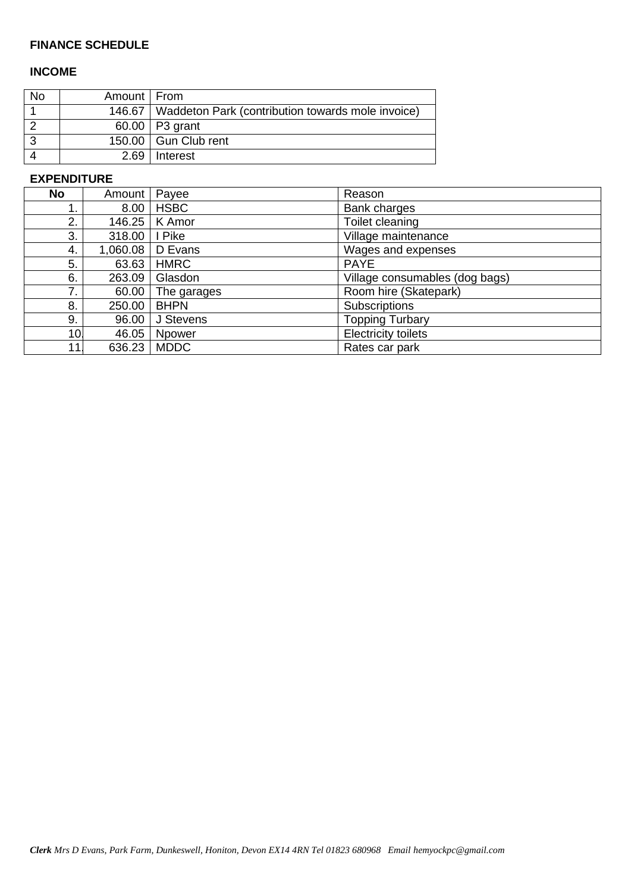**FINANCE SCHEDULE**

**INCOME**

| No | Amount | From |
|---|---:|---|
| 1 | 146.67 | Waddeton Park (contribution towards mole invoice) |
| 2 | 60.00 | P3 grant |
| 3 | 150.00 | Gun Club rent |
| 4 | 2.69 | Interest |

**EXPENDITURE**

| **No** | Amount | Payee | Reason |
|---:|---:|---|---|
| 1. | 8.00 | HSBC | Bank charges |
| 2. | 146.25 | K Amor | Toilet cleaning |
| 3. | 318.00 | I Pike | Village maintenance |
| 4. | 1,060.08 | D Evans | Wages and expenses |
| 5. | 63.63 | HMRC | PAYE |
| 6. | 263.09 | Glasdon | Village consumables (dog bags) |
| 7. | 60.00 | The garages | Room hire (Skatepark) |
| 8. | 250.00 | BHPN | Subscriptions |
| 9. | 96.00 | J Stevens | Topping Turbary |
| 10. | 46.05 | Npower | Electricity toilets |
| 11. | 636.23 | MDDC | Rates car park |

***Clerk*** *Mrs D Evans, Park Farm, Dunkeswell, Honiton, Devon EX14 4RN Tel 01823 680968 Email hemyockpc@gmail.com*